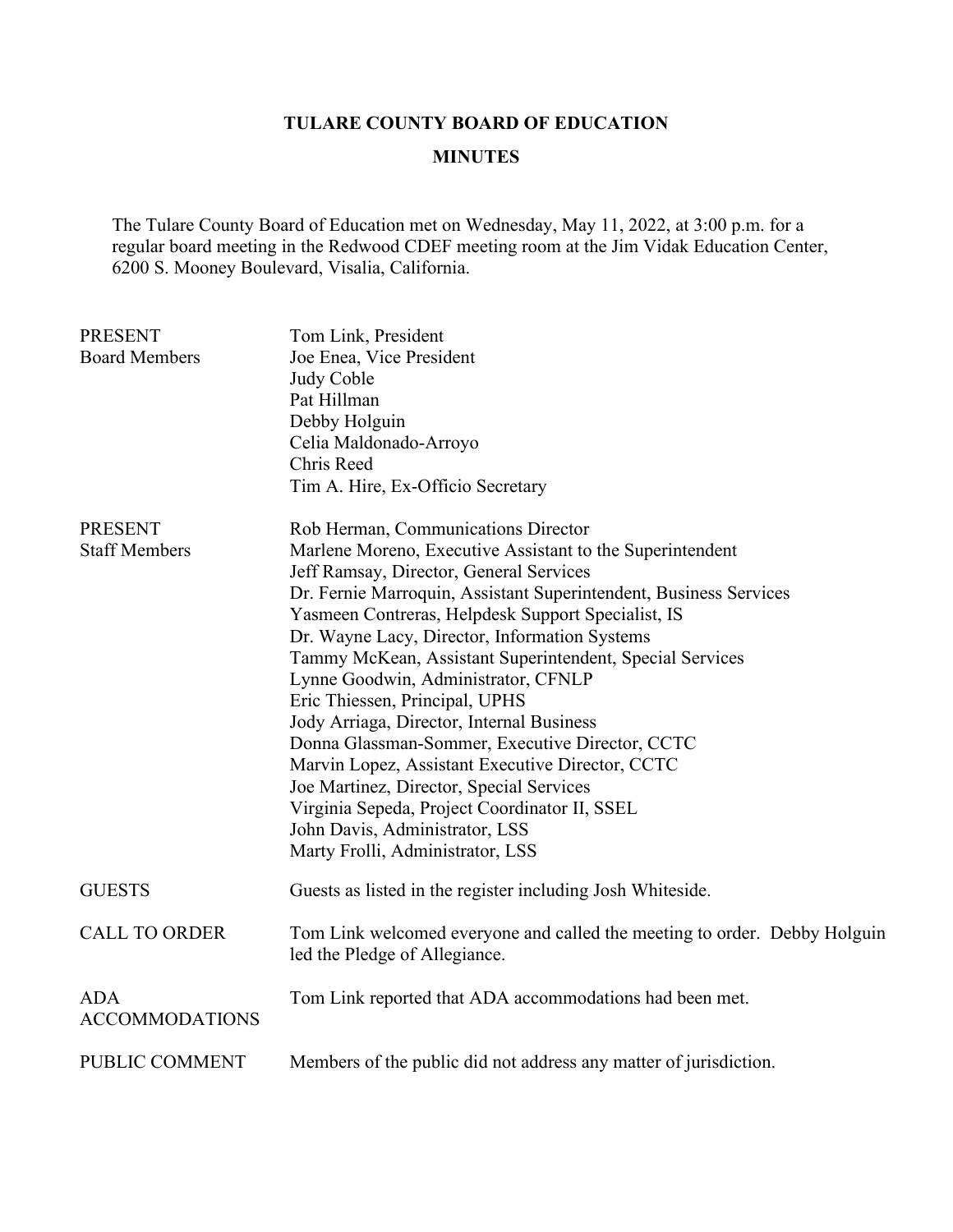# TULARE COUNTY BOARD OF EDUCATION

## MINUTES

The Tulare County Board of Education met on Wednesday, May 11, 2022, at 3:00 p.m. for a regular board meeting in the Redwood CDEF meeting room at the Jim Vidak Education Center, 6200 S. Mooney Boulevard, Visalia, California.

| | |
|---|---|
| PRESENT Board Members | Tom Link, President<br>Joe Enea, Vice President<br>Judy Coble<br>Pat Hillman<br>Debby Holguin<br>Celia Maldonado-Arroyo<br>Chris Reed<br>Tim A. Hire, Ex-Officio Secretary |
| PRESENT Staff Members | Rob Herman, Communications Director<br>Marlene Moreno, Executive Assistant to the Superintendent<br>Jeff Ramsay, Director, General Services<br>Dr. Fernie Marroquin, Assistant Superintendent, Business Services<br>Yasmeen Contreras, Helpdesk Support Specialist, IS<br>Dr. Wayne Lacy, Director, Information Systems<br>Tammy McKean, Assistant Superintendent, Special Services<br>Lynne Goodwin, Administrator, CFNLP<br>Eric Thiessen, Principal, UPHS<br>Jody Arriaga, Director, Internal Business<br>Donna Glassman-Sommer, Executive Director, CCTC<br>Marvin Lopez, Assistant Executive Director, CCTC<br>Joe Martinez, Director, Special Services<br>Virginia Sepeda, Project Coordinator II, SSEL<br>John Davis, Administrator, LSS<br>Marty Frolli, Administrator, LSS |
| GUESTS | Guests as listed in the register including Josh Whiteside. |
| CALL TO ORDER | Tom Link welcomed everyone and called the meeting to order. Debby Holguin led the Pledge of Allegiance. |
| ADA ACCOMMODATIONS | Tom Link reported that ADA accommodations had been met. |
| PUBLIC COMMENT | Members of the public did not address any matter of jurisdiction. |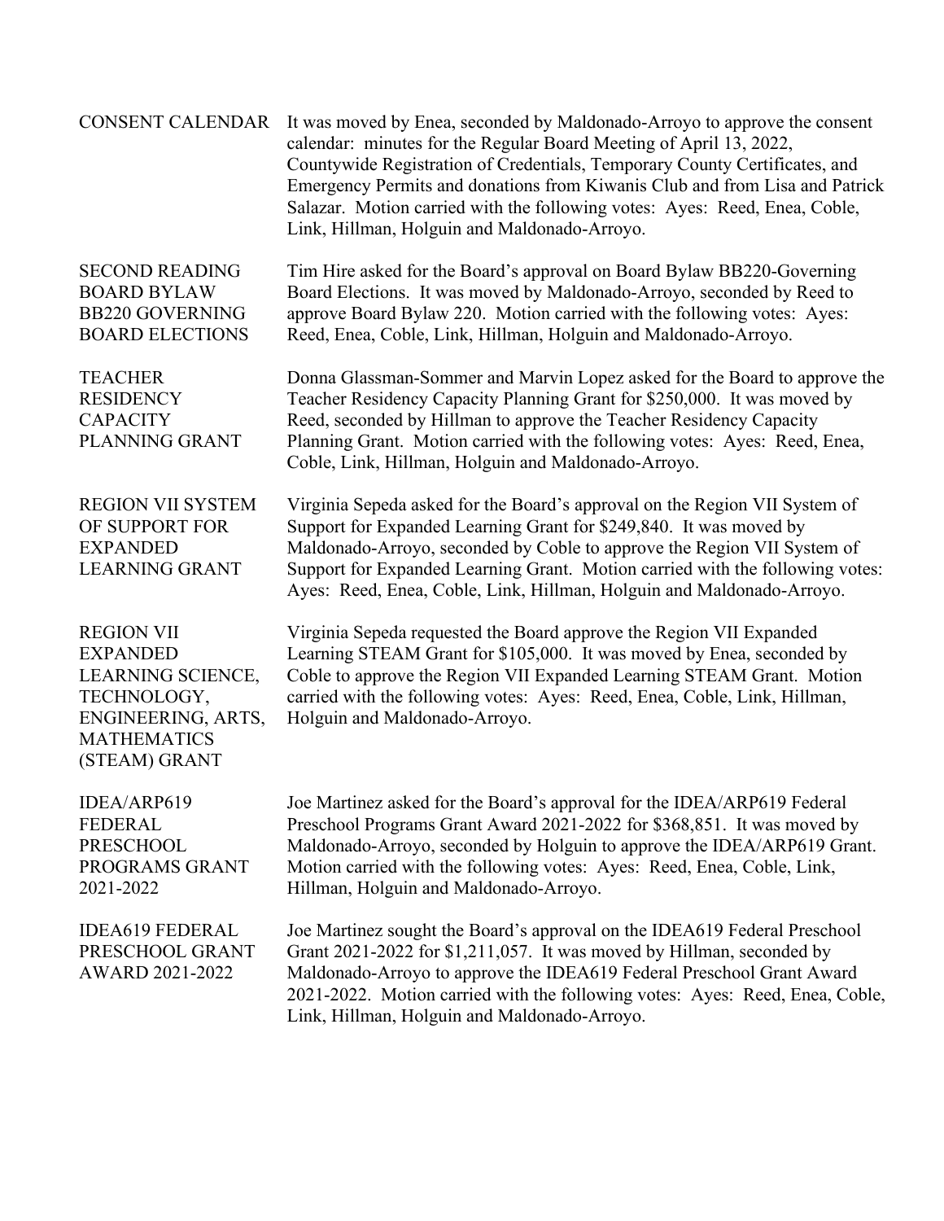**CONSENT CALENDAR**

It was moved by Enea, seconded by Maldonado-Arroyo to approve the consent calendar: minutes for the Regular Board Meeting of April 13, 2022, Countywide Registration of Credentials, Temporary County Certificates, and Emergency Permits and donations from Kiwanis Club and from Lisa and Patrick Salazar. Motion carried with the following votes: Ayes: Reed, Enea, Coble, Link, Hillman, Holguin and Maldonado-Arroyo.

**SECOND READING BOARD BYLAW BB220 GOVERNING BOARD ELECTIONS**

Tim Hire asked for the Board's approval on Board Bylaw BB220-Governing Board Elections. It was moved by Maldonado-Arroyo, seconded by Reed to approve Board Bylaw 220. Motion carried with the following votes: Ayes: Reed, Enea, Coble, Link, Hillman, Holguin and Maldonado-Arroyo.

**TEACHER RESIDENCY CAPACITY PLANNING GRANT**

Donna Glassman-Sommer and Marvin Lopez asked for the Board to approve the Teacher Residency Capacity Planning Grant for $250,000. It was moved by Reed, seconded by Hillman to approve the Teacher Residency Capacity Planning Grant. Motion carried with the following votes: Ayes: Reed, Enea, Coble, Link, Hillman, Holguin and Maldonado-Arroyo.

**REGION VII SYSTEM OF SUPPORT FOR EXPANDED LEARNING GRANT**

Virginia Sepeda asked for the Board's approval on the Region VII System of Support for Expanded Learning Grant for $249,840. It was moved by Maldonado-Arroyo, seconded by Coble to approve the Region VII System of Support for Expanded Learning Grant. Motion carried with the following votes: Ayes: Reed, Enea, Coble, Link, Hillman, Holguin and Maldonado-Arroyo.

**REGION VII EXPANDED LEARNING SCIENCE, TECHNOLOGY, ENGINEERING, ARTS, MATHEMATICS (STEAM) GRANT**

Virginia Sepeda requested the Board approve the Region VII Expanded Learning STEAM Grant for $105,000. It was moved by Enea, seconded by Coble to approve the Region VII Expanded Learning STEAM Grant. Motion carried with the following votes: Ayes: Reed, Enea, Coble, Link, Hillman, Holguin and Maldonado-Arroyo.

**IDEA/ARP619 FEDERAL PRESCHOOL PROGRAMS GRANT 2021-2022**

Joe Martinez asked for the Board's approval for the IDEA/ARP619 Federal Preschool Programs Grant Award 2021-2022 for $368,851. It was moved by Maldonado-Arroyo, seconded by Holguin to approve the IDEA/ARP619 Grant. Motion carried with the following votes: Ayes: Reed, Enea, Coble, Link, Hillman, Holguin and Maldonado-Arroyo.

**IDEA619 FEDERAL PRESCHOOL GRANT AWARD 2021-2022**

Joe Martinez sought the Board's approval on the IDEA619 Federal Preschool Grant 2021-2022 for $1,211,057. It was moved by Hillman, seconded by Maldonado-Arroyo to approve the IDEA619 Federal Preschool Grant Award 2021-2022. Motion carried with the following votes: Ayes: Reed, Enea, Coble, Link, Hillman, Holguin and Maldonado-Arroyo.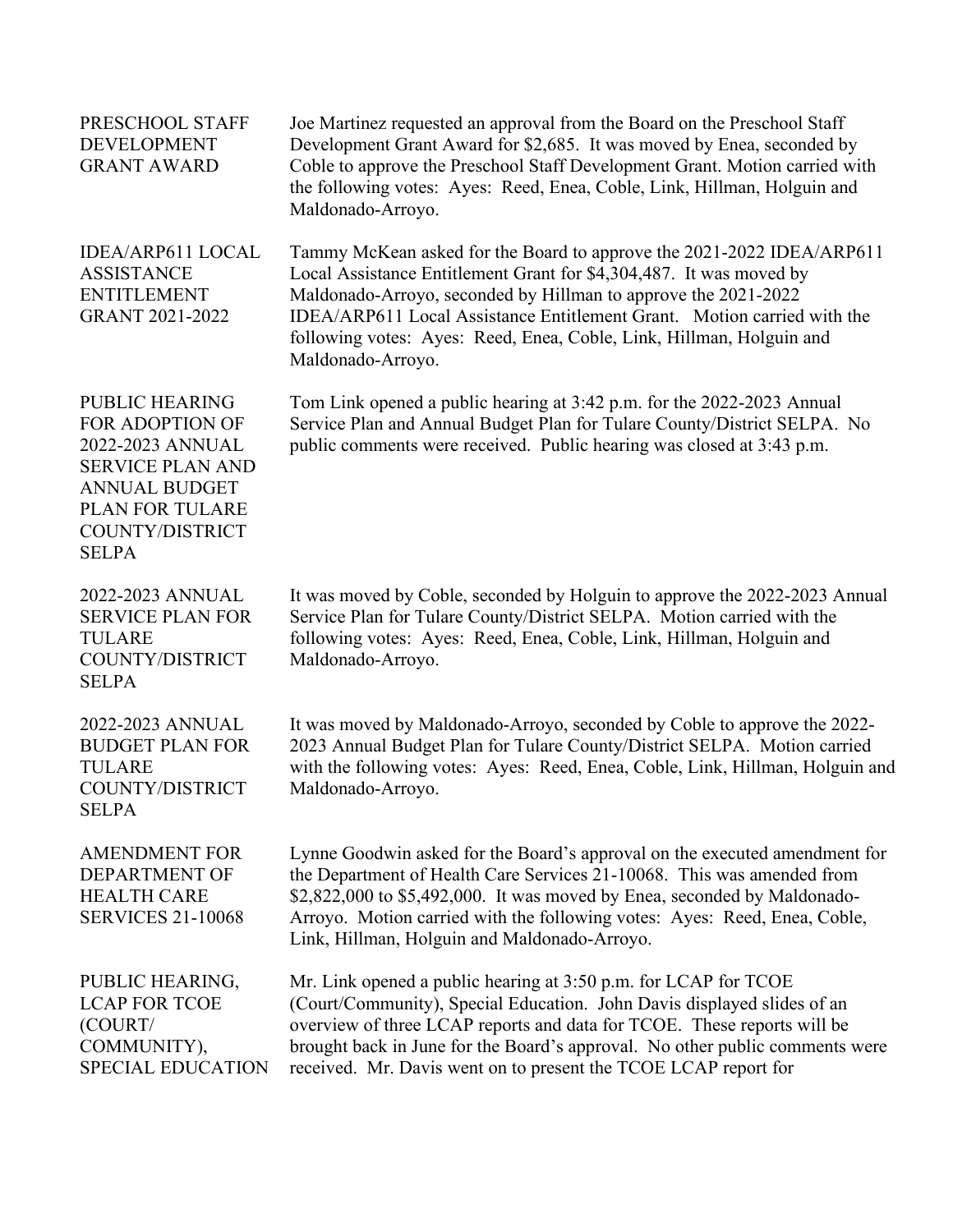**PRESCHOOL STAFF DEVELOPMENT GRANT AWARD**

Joe Martinez requested an approval from the Board on the Preschool Staff Development Grant Award for $2,685. It was moved by Enea, seconded by Coble to approve the Preschool Staff Development Grant. Motion carried with the following votes: Ayes: Reed, Enea, Coble, Link, Hillman, Holguin and Maldonado-Arroyo.

**IDEA/ARP611 LOCAL ASSISTANCE ENTITLEMENT GRANT 2021-2022**

Tammy McKean asked for the Board to approve the 2021-2022 IDEA/ARP611 Local Assistance Entitlement Grant for $4,304,487. It was moved by Maldonado-Arroyo, seconded by Hillman to approve the 2021-2022 IDEA/ARP611 Local Assistance Entitlement Grant. Motion carried with the following votes: Ayes: Reed, Enea, Coble, Link, Hillman, Holguin and Maldonado-Arroyo.

**PUBLIC HEARING FOR ADOPTION OF 2022-2023 ANNUAL SERVICE PLAN AND ANNUAL BUDGET PLAN FOR TULARE COUNTY/DISTRICT SELPA**

Tom Link opened a public hearing at 3:42 p.m. for the 2022-2023 Annual Service Plan and Annual Budget Plan for Tulare County/District SELPA. No public comments were received. Public hearing was closed at 3:43 p.m.

**2022-2023 ANNUAL SERVICE PLAN FOR TULARE COUNTY/DISTRICT SELPA**

It was moved by Coble, seconded by Holguin to approve the 2022-2023 Annual Service Plan for Tulare County/District SELPA. Motion carried with the following votes: Ayes: Reed, Enea, Coble, Link, Hillman, Holguin and Maldonado-Arroyo.

**2022-2023 ANNUAL BUDGET PLAN FOR TULARE COUNTY/DISTRICT SELPA**

It was moved by Maldonado-Arroyo, seconded by Coble to approve the 2022-2023 Annual Budget Plan for Tulare County/District SELPA. Motion carried with the following votes: Ayes: Reed, Enea, Coble, Link, Hillman, Holguin and Maldonado-Arroyo.

**AMENDMENT FOR DEPARTMENT OF HEALTH CARE SERVICES 21-10068**

Lynne Goodwin asked for the Board's approval on the executed amendment for the Department of Health Care Services 21-10068. This was amended from $2,822,000 to $5,492,000. It was moved by Enea, seconded by Maldonado-Arroyo. Motion carried with the following votes: Ayes: Reed, Enea, Coble, Link, Hillman, Holguin and Maldonado-Arroyo.

**PUBLIC HEARING, LCAP FOR TCOE (COURT/ COMMUNITY), SPECIAL EDUCATION**

Mr. Link opened a public hearing at 3:50 p.m. for LCAP for TCOE (Court/Community), Special Education. John Davis displayed slides of an overview of three LCAP reports and data for TCOE. These reports will be brought back in June for the Board's approval. No other public comments were received. Mr. Davis went on to present the TCOE LCAP report for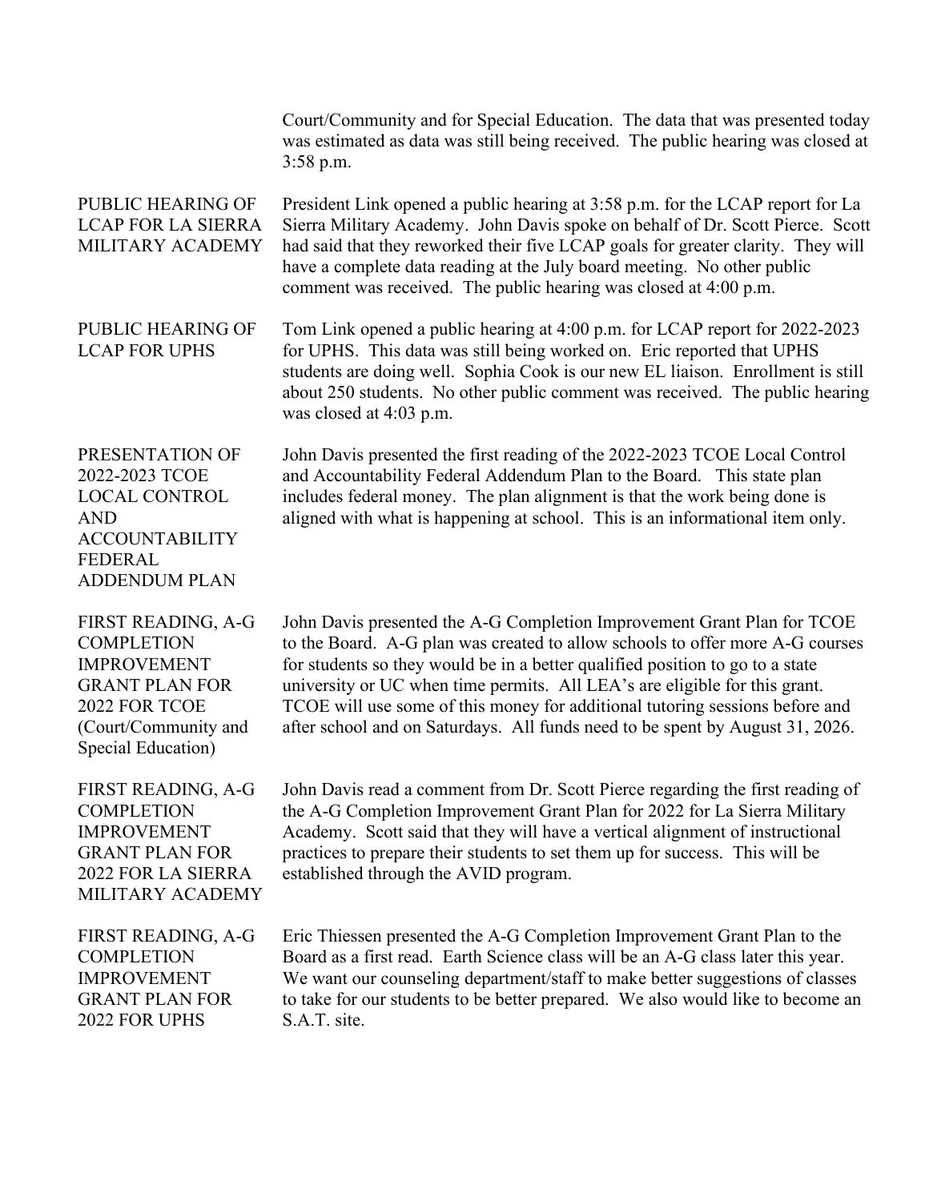Court/Community and for Special Education. The data that was presented today was estimated as data was still being received. The public hearing was closed at 3:58 p.m.

**PUBLIC HEARING OF LCAP FOR LA SIERRA MILITARY ACADEMY**

President Link opened a public hearing at 3:58 p.m. for the LCAP report for La Sierra Military Academy. John Davis spoke on behalf of Dr. Scott Pierce. Scott had said that they reworked their five LCAP goals for greater clarity. They will have a complete data reading at the July board meeting. No other public comment was received. The public hearing was closed at 4:00 p.m.

**PUBLIC HEARING OF LCAP FOR UPHS**

Tom Link opened a public hearing at 4:00 p.m. for LCAP report for 2022-2023 for UPHS. This data was still being worked on. Eric reported that UPHS students are doing well. Sophia Cook is our new EL liaison. Enrollment is still about 250 students. No other public comment was received. The public hearing was closed at 4:03 p.m.

**PRESENTATION OF 2022-2023 TCOE LOCAL CONTROL AND ACCOUNTABILITY FEDERAL ADDENDUM PLAN**

John Davis presented the first reading of the 2022-2023 TCOE Local Control and Accountability Federal Addendum Plan to the Board. This state plan includes federal money. The plan alignment is that the work being done is aligned with what is happening at school. This is an informational item only.

**FIRST READING, A-G COMPLETION IMPROVEMENT GRANT PLAN FOR 2022 FOR TCOE (Court/Community and Special Education)**

John Davis presented the A-G Completion Improvement Grant Plan for TCOE to the Board. A-G plan was created to allow schools to offer more A-G courses for students so they would be in a better qualified position to go to a state university or UC when time permits. All LEA's are eligible for this grant. TCOE will use some of this money for additional tutoring sessions before and after school and on Saturdays. All funds need to be spent by August 31, 2026.

**FIRST READING, A-G COMPLETION IMPROVEMENT GRANT PLAN FOR 2022 FOR LA SIERRA MILITARY ACADEMY**

John Davis read a comment from Dr. Scott Pierce regarding the first reading of the A-G Completion Improvement Grant Plan for 2022 for La Sierra Military Academy. Scott said that they will have a vertical alignment of instructional practices to prepare their students to set them up for success. This will be established through the AVID program.

**FIRST READING, A-G COMPLETION IMPROVEMENT GRANT PLAN FOR 2022 FOR UPHS**

Eric Thiessen presented the A-G Completion Improvement Grant Plan to the Board as a first read. Earth Science class will be an A-G class later this year. We want our counseling department/staff to make better suggestions of classes to take for our students to be better prepared. We also would like to become an S.A.T. site.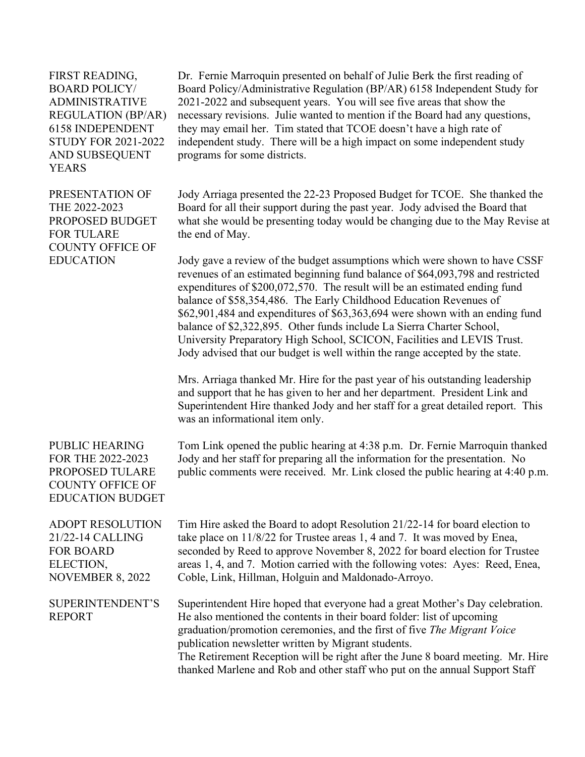**FIRST READING, BOARD POLICY/ ADMINISTRATIVE REGULATION (BP/AR) 6158 INDEPENDENT STUDY FOR 2021-2022 AND SUBSEQUENT YEARS**

Dr. Fernie Marroquin presented on behalf of Julie Berk the first reading of Board Policy/Administrative Regulation (BP/AR) 6158 Independent Study for 2021-2022 and subsequent years. You will see five areas that show the necessary revisions. Julie wanted to mention if the Board had any questions, they may email her. Tim stated that TCOE doesn't have a high rate of independent study. There will be a high impact on some independent study programs for some districts.

**PRESENTATION OF THE 2022-2023 PROPOSED BUDGET FOR TULARE COUNTY OFFICE OF EDUCATION**

Jody Arriaga presented the 22-23 Proposed Budget for TCOE. She thanked the Board for all their support during the past year. Jody advised the Board that what she would be presenting today would be changing due to the May Revise at the end of May.

Jody gave a review of the budget assumptions which were shown to have CSSF revenues of an estimated beginning fund balance of $64,093,798 and restricted expenditures of $200,072,570. The result will be an estimated ending fund balance of $58,354,486. The Early Childhood Education Revenues of $62,901,484 and expenditures of $63,363,694 were shown with an ending fund balance of $2,322,895. Other funds include La Sierra Charter School, University Preparatory High School, SCICON, Facilities and LEVIS Trust. Jody advised that our budget is well within the range accepted by the state.

Mrs. Arriaga thanked Mr. Hire for the past year of his outstanding leadership and support that he has given to her and her department. President Link and Superintendent Hire thanked Jody and her staff for a great detailed report. This was an informational item only.

**PUBLIC HEARING FOR THE 2022-2023 PROPOSED TULARE COUNTY OFFICE OF EDUCATION BUDGET**

Tom Link opened the public hearing at 4:38 p.m. Dr. Fernie Marroquin thanked Jody and her staff for preparing all the information for the presentation. No public comments were received. Mr. Link closed the public hearing at 4:40 p.m.

**ADOPT RESOLUTION 21/22-14 CALLING FOR BOARD ELECTION, NOVEMBER 8, 2022**

Tim Hire asked the Board to adopt Resolution 21/22-14 for board election to take place on 11/8/22 for Trustee areas 1, 4 and 7. It was moved by Enea, seconded by Reed to approve November 8, 2022 for board election for Trustee areas 1, 4, and 7. Motion carried with the following votes: Ayes: Reed, Enea, Coble, Link, Hillman, Holguin and Maldonado-Arroyo.

**SUPERINTENDENT'S REPORT**

Superintendent Hire hoped that everyone had a great Mother's Day celebration. He also mentioned the contents in their board folder: list of upcoming graduation/promotion ceremonies, and the first of five *The Migrant Voice* publication newsletter written by Migrant students.
The Retirement Reception will be right after the June 8 board meeting. Mr. Hire thanked Marlene and Rob and other staff who put on the annual Support Staff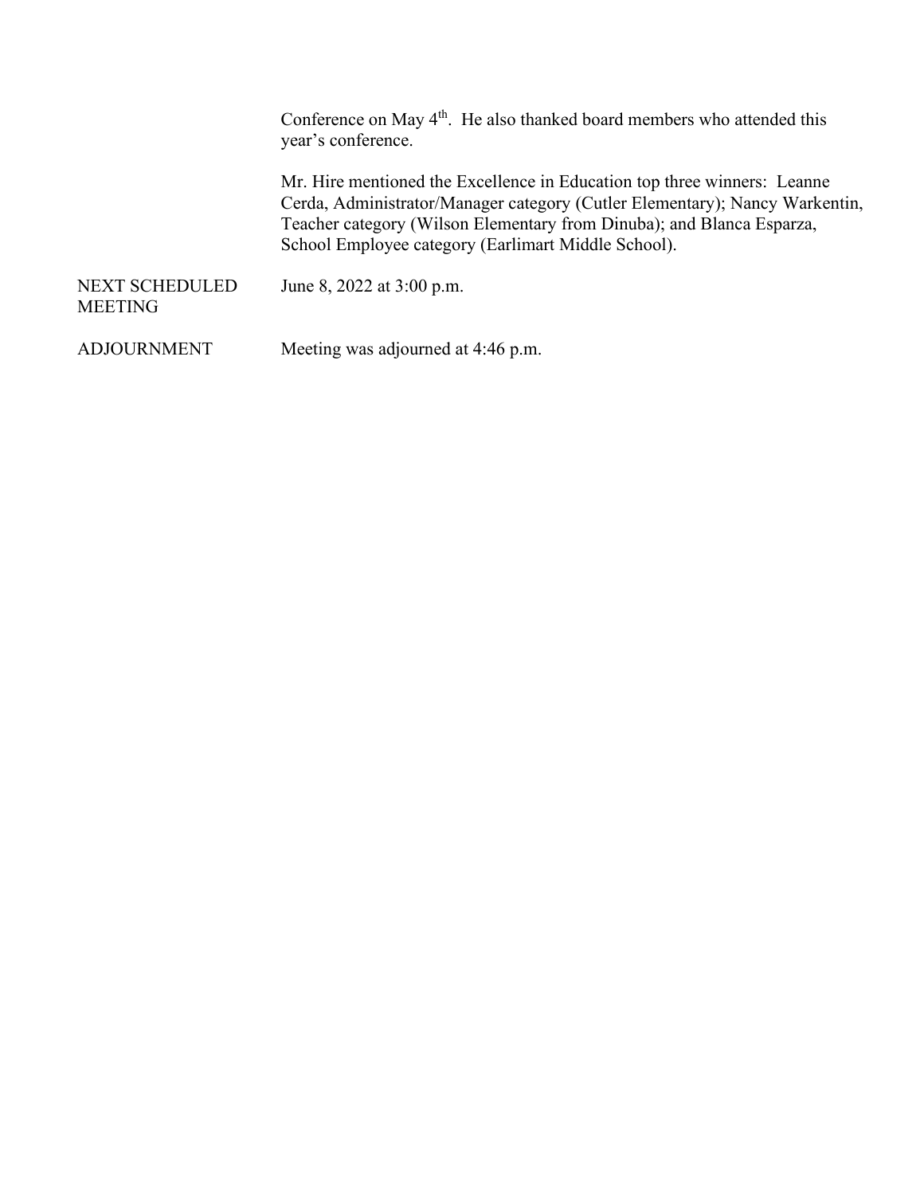Conference on May 4th. He also thanked board members who attended this year's conference.

Mr. Hire mentioned the Excellence in Education top three winners: Leanne Cerda, Administrator/Manager category (Cutler Elementary); Nancy Warkentin, Teacher category (Wilson Elementary from Dinuba); and Blanca Esparza, School Employee category (Earlimart Middle School).

NEXT SCHEDULED MEETING

June 8, 2022 at 3:00 p.m.

ADJOURNMENT

Meeting was adjourned at 4:46 p.m.